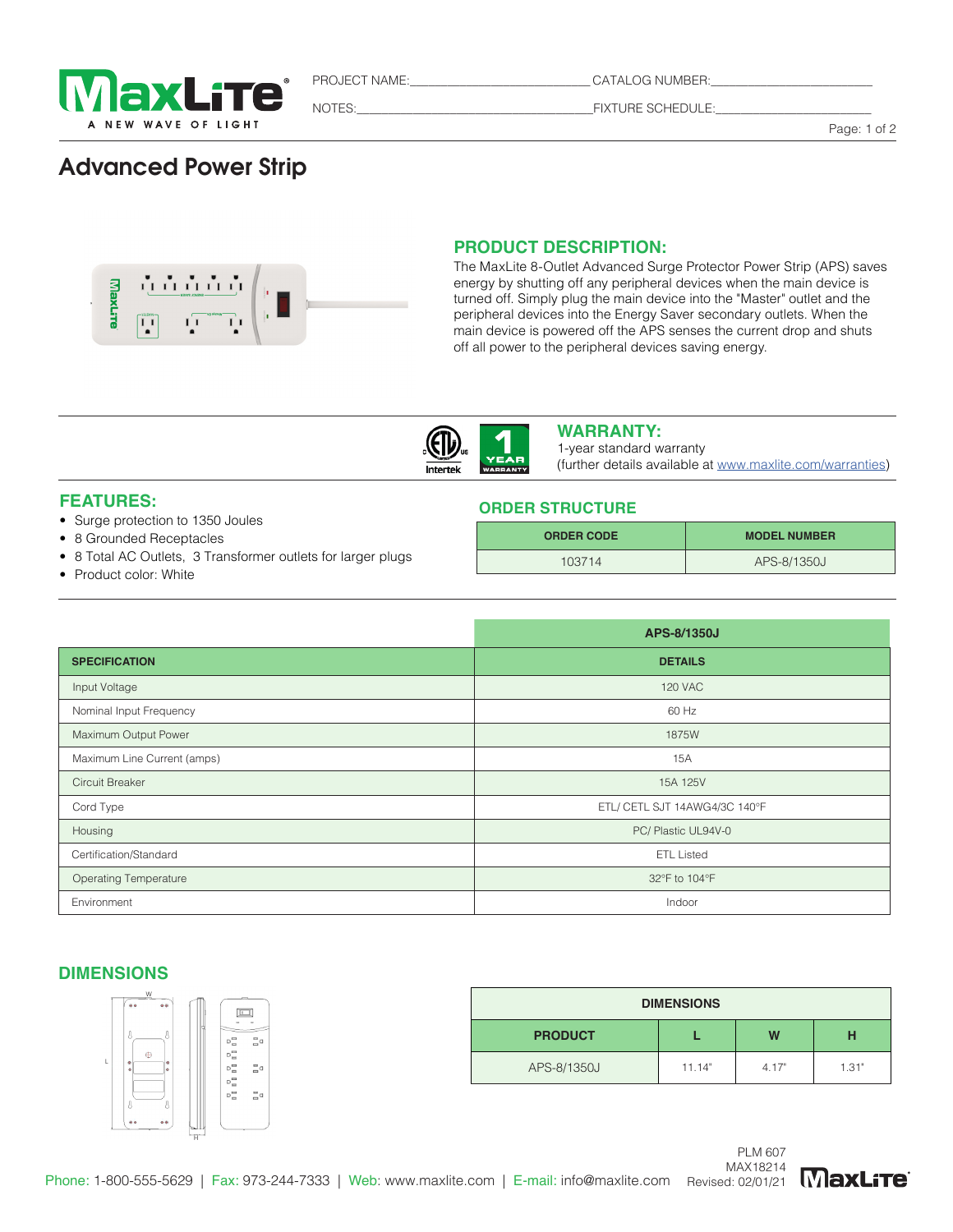PROJECT NAME:________________________ CATALOG NUMBER:________________________

NOTES:__________________________________ FIXTURE SCHEDULE:________________________

# Advanced Power Strip

## PRODUCT DESCRIPTION:

The MaxLite 8-Outlet Advanced Surge Protector Power Strip (APS) saves energy by shutting off any peripheral devices when the main device is turned off. Simply plug the main device into the "Master" outlet and the peripheral devices into the Energy Saver secondary outlets. When the main device is powered off the APS senses the current drop and shuts off all power to the peripheral devices saving energy.

## WARRANTY:

1-year standard warranty
(further details available at www.maxlite.com/warranties)

## FEATURES:

- Surge protection to 1350 Joules
- 8 Grounded Receptacles
- 8 Total AC Outlets, 3 Transformer outlets for larger plugs
- Product color: White

## ORDER STRUCTURE

| ORDER CODE | MODEL NUMBER |
|---|---|
| 103714 | APS-8/1350J |

| SPECIFICATION | APS-8/1350J DETAILS |
|---|---|
| Input Voltage | 120 VAC |
| Nominal Input Frequency | 60 Hz |
| Maximum Output Power | 1875W |
| Maximum Line Current (amps) | 15A |
| Circuit Breaker | 15A 125V |
| Cord Type | ETL/ CETL SJT 14AWG4/3C 140°F |
| Housing | PC/ Plastic UL94V-0 |
| Certification/Standard | ETL Listed |
| Operating Temperature | 32°F to 104°F |
| Environment | Indoor |

## DIMENSIONS

| PRODUCT | L | W | H |
|---|---|---|---|
| APS-8/1350J | 11.14" | 4.17" | 1.31" |

Phone: 1-800-555-5629 | Fax: 973-244-7333 | Web: www.maxlite.com | E-mail: info@maxlite.com

PLM 607
MAX18214
Revised: 02/01/21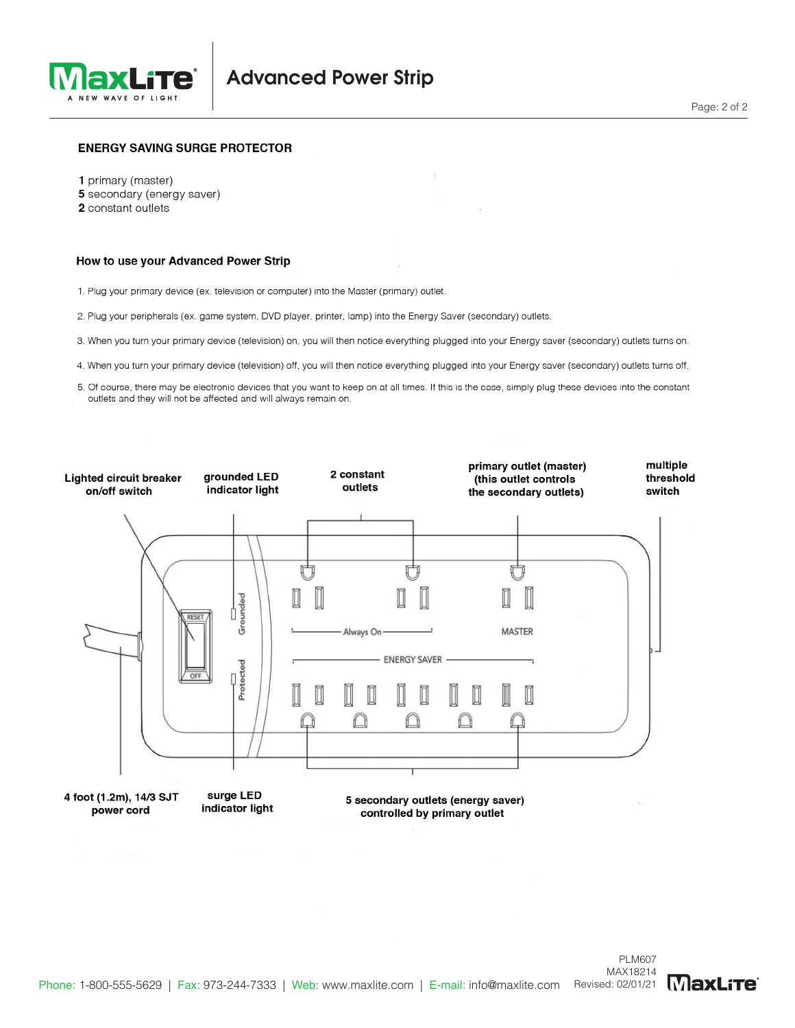## ENERGY SAVING SURGE PROTECTOR

**1** primary (master)
**5** secondary (energy saver)
**2** constant outlets

## How to use your Advanced Power Strip

1. Plug your primary device (ex. television or computer) into the Master (primary) outlet.
2. Plug your peripherals (ex. game system, DVD player, printer, lamp) into the Energy Saver (secondary) outlets.
3. When you turn your primary device (television) on, you will then notice everything plugged into your Energy saver (secondary) outlets turns on.
4. When you turn your primary device (television) off, you will then notice everything plugged into your Energy saver (secondary) outlets turns off.
5. Of course, there may be electronic devices that you want to keep on at all times. If this is the case, simply plug these devices into the constant outlets and they will not be affected and will always remain on.

**Lighted circuit breaker on/off switch**

**grounded LED indicator light**

**2 constant outlets**

**primary outlet (master) (this outlet controls the secondary outlets)**

**multiple threshold switch**

RESET

OFF

Grounded

Protected

Always On

MASTER

ENERGY SAVER

**4 foot (1.2m), 14/3 SJT power cord**

**surge LED indicator light**

**5 secondary outlets (energy saver) controlled by primary outlet**

PLM607
MAX18214
Revised: 02/01/21

Phone: 1-800-555-5629 | Fax: 973-244-7333 | Web: www.maxlite.com | E-mail: info@maxlite.com